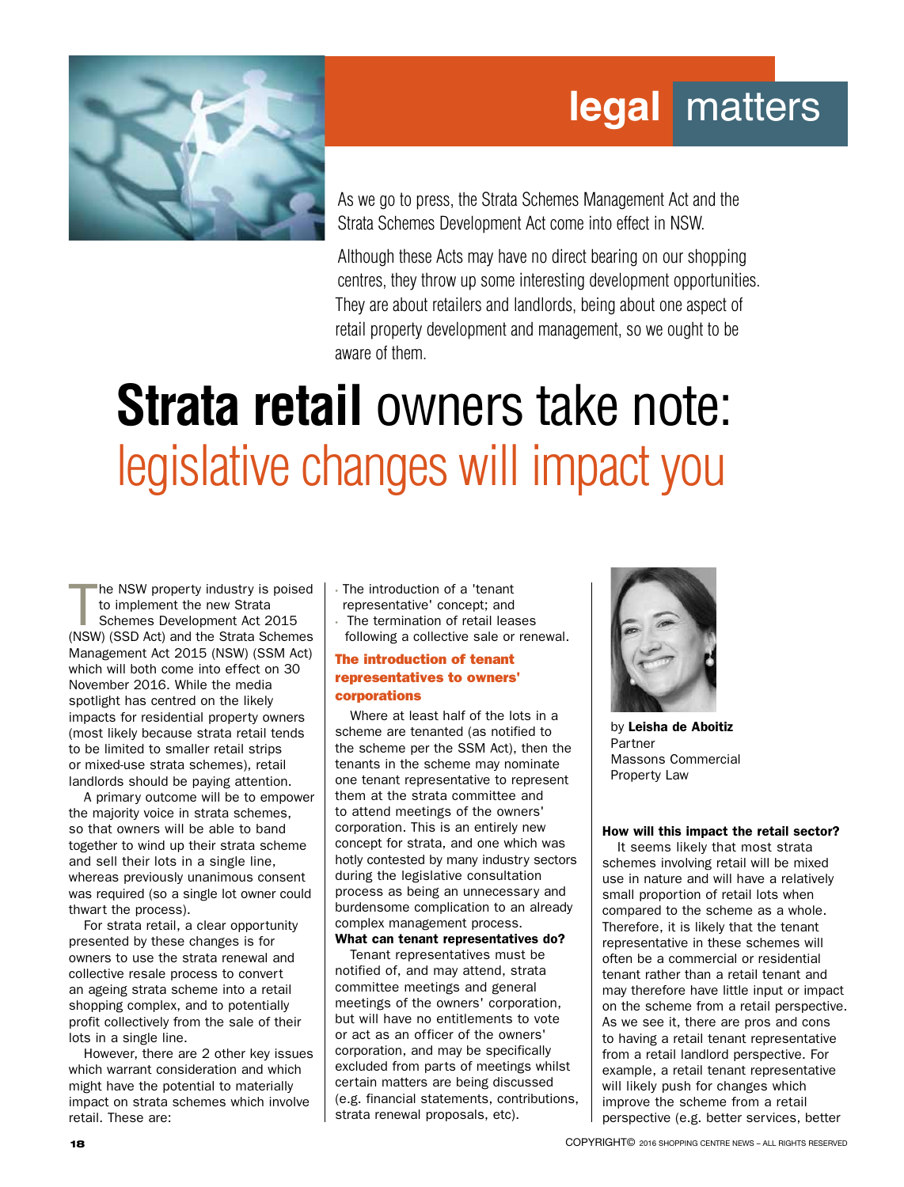# legal matters

As we go to press, the Strata Schemes Management Act and the Strata Schemes Development Act come into effect in NSW.

Although these Acts may have no direct bearing on our shopping centres, they throw up some interesting development opportunities. They are about retailers and landlords, being about one aspect of retail property development and management, so we ought to be aware of them.

# **Strata retail** owners take note: legislative changes will impact you

by **Leisha de Aboitiz**
Partner
Massons Commercial Property Law

The NSW property industry is poised to implement the new Strata Schemes Development Act 2015 (NSW) (SSD Act) and the Strata Schemes Management Act 2015 (NSW) (SSM Act) which will both come into effect on 30 November 2016. While the media spotlight has centred on the likely impacts for residential property owners (most likely because strata retail tends to be limited to smaller retail strips or mixed-use strata schemes), retail landlords should be paying attention.

A primary outcome will be to empower the majority voice in strata schemes, so that owners will be able to band together to wind up their strata scheme and sell their lots in a single line, whereas previously unanimous consent was required (so a single lot owner could thwart the process).

For strata retail, a clear opportunity presented by these changes is for owners to use the strata renewal and collective resale process to convert an ageing strata scheme into a retail shopping complex, and to potentially profit collectively from the sale of their lots in a single line.

However, there are 2 other key issues which warrant consideration and which might have the potential to materially impact on strata schemes which involve retail. These are:

- The introduction of a 'tenant representative' concept; and
- The termination of retail leases following a collective sale or renewal.

### The introduction of tenant representatives to owners' corporations

Where at least half of the lots in a scheme are tenanted (as notified to the scheme per the SSM Act), then the tenants in the scheme may nominate one tenant representative to represent them at the strata committee and to attend meetings of the owners' corporation. This is an entirely new concept for strata, and one which was hotly contested by many industry sectors during the legislative consultation process as being an unnecessary and burdensome complication to an already complex management process.

**What can tenant representatives do?**

Tenant representatives must be notified of, and may attend, strata committee meetings and general meetings of the owners' corporation, but will have no entitlements to vote or act as an officer of the owners' corporation, and may be specifically excluded from parts of meetings whilst certain matters are being discussed (e.g. financial statements, contributions, strata renewal proposals, etc).

**How will this impact the retail sector?**

It seems likely that most strata schemes involving retail will be mixed use in nature and will have a relatively small proportion of retail lots when compared to the scheme as a whole. Therefore, it is likely that the tenant representative in these schemes will often be a commercial or residential tenant rather than a retail tenant and may therefore have little input or impact on the scheme from a retail perspective. As we see it, there are pros and cons to having a retail tenant representative from a retail landlord perspective. For example, a retail tenant representative will likely push for changes which improve the scheme from a retail perspective (e.g. better services, better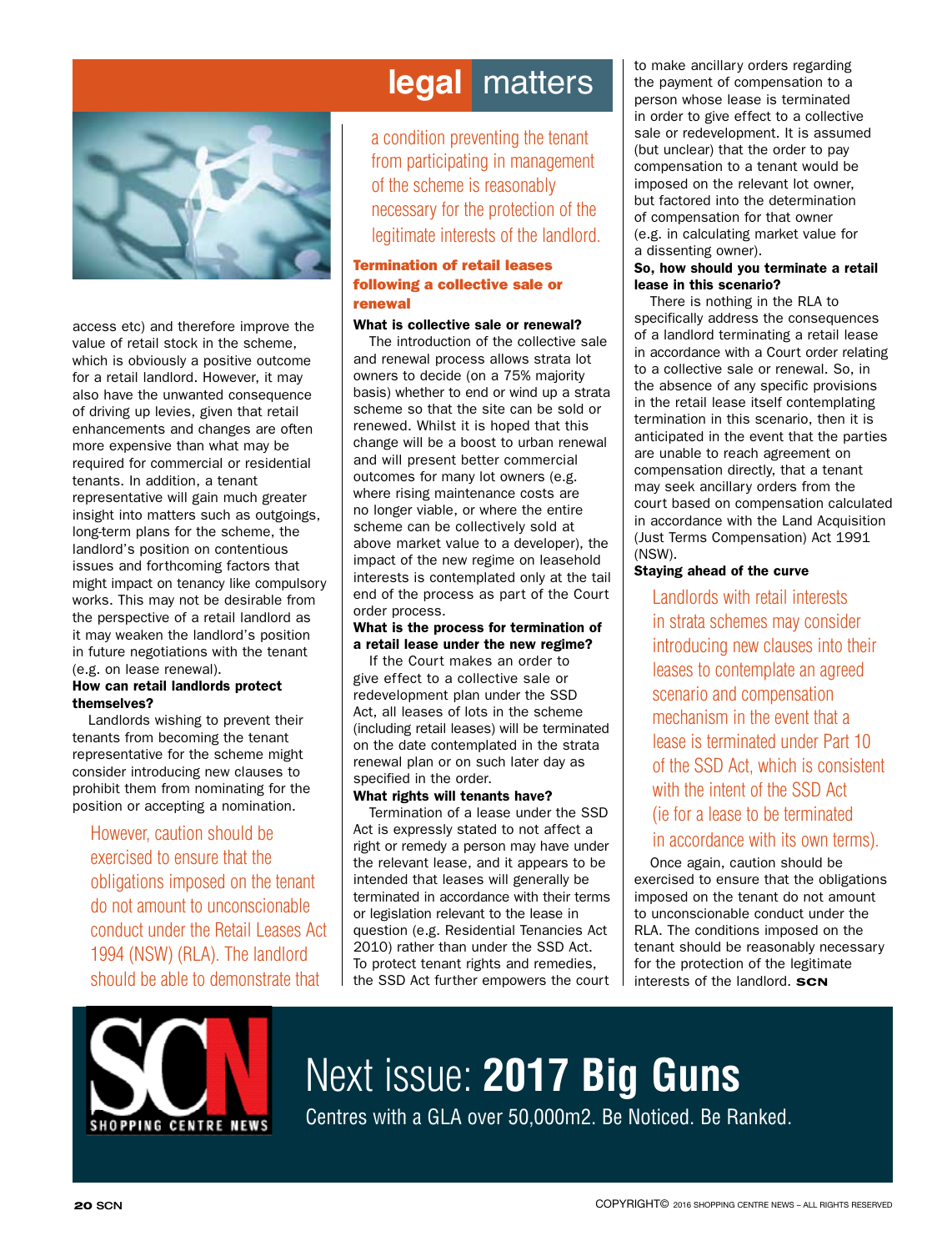access etc) and therefore improve the value of retail stock in the scheme, which is obviously a positive outcome for a retail landlord. However, it may also have the unwanted consequence of driving up levies, given that retail enhancements and changes are often more expensive than what may be required for commercial or residential tenants. In addition, a tenant representative will gain much greater insight into matters such as outgoings, long-term plans for the scheme, the landlord's position on contentious issues and forthcoming factors that might impact on tenancy like compulsory works. This may not be desirable from the perspective of a retail landlord as it may weaken the landlord's position in future negotiations with the tenant (e.g. on lease renewal).

**How can retail landlords protect themselves?**

Landlords wishing to prevent their tenants from becoming the tenant representative for the scheme might consider introducing new clauses to prohibit them from nominating for the position or accepting a nomination.

However, caution should be exercised to ensure that the obligations imposed on the tenant do not amount to unconscionable conduct under the Retail Leases Act 1994 (NSW) (RLA). The landlord should be able to demonstrate that a condition preventing the tenant from participating in management of the scheme is reasonably necessary for the protection of the legitimate interests of the landlord.

## Termination of retail leases following a collective sale or renewal

**What is collective sale or renewal?**

The introduction of the collective sale and renewal process allows strata lot owners to decide (on a 75% majority basis) whether to end or wind up a strata scheme so that the site can be sold or renewed. Whilst it is hoped that this change will be a boost to urban renewal and will present better commercial outcomes for many lot owners (e.g. where rising maintenance costs are no longer viable, or where the entire scheme can be collectively sold at above market value to a developer), the impact of the new regime on leasehold interests is contemplated only at the tail end of the process as part of the Court order process.

**What is the process for termination of a retail lease under the new regime?**

If the Court makes an order to give effect to a collective sale or redevelopment plan under the SSD Act, all leases of lots in the scheme (including retail leases) will be terminated on the date contemplated in the strata renewal plan or on such later day as specified in the order.

**What rights will tenants have?**

Termination of a lease under the SSD Act is expressly stated to not affect a right or remedy a person may have under the relevant lease, and it appears to be intended that leases will generally be terminated in accordance with their terms or legislation relevant to the lease in question (e.g. Residential Tenancies Act 2010) rather than under the SSD Act. To protect tenant rights and remedies, the SSD Act further empowers the court to make ancillary orders regarding the payment of compensation to a person whose lease is terminated in order to give effect to a collective sale or redevelopment. It is assumed (but unclear) that the order to pay compensation to a tenant would be imposed on the relevant lot owner, but factored into the determination of compensation for that owner (e.g. in calculating market value for a dissenting owner).

**So, how should you terminate a retail lease in this scenario?**

There is nothing in the RLA to specifically address the consequences of a landlord terminating a retail lease in accordance with a Court order relating to a collective sale or renewal. So, in the absence of any specific provisions in the retail lease itself contemplating termination in this scenario, then it is anticipated in the event that the parties are unable to reach agreement on compensation directly, that a tenant may seek ancillary orders from the court based on compensation calculated in accordance with the Land Acquisition (Just Terms Compensation) Act 1991 (NSW).

**Staying ahead of the curve**

Landlords with retail interests in strata schemes may consider introducing new clauses into their leases to contemplate an agreed scenario and compensation mechanism in the event that a lease is terminated under Part 10 of the SSD Act, which is consistent with the intent of the SSD Act (ie for a lease to be terminated in accordance with its own terms).

Once again, caution should be exercised to ensure that the obligations imposed on the tenant do not amount to unconscionable conduct under the RLA. The conditions imposed on the tenant should be reasonably necessary for the protection of the legitimate interests of the landlord. SCN

Next issue: **2017 Big Guns**

Centres with a GLA over 50,000m2. Be Noticed. Be Ranked.